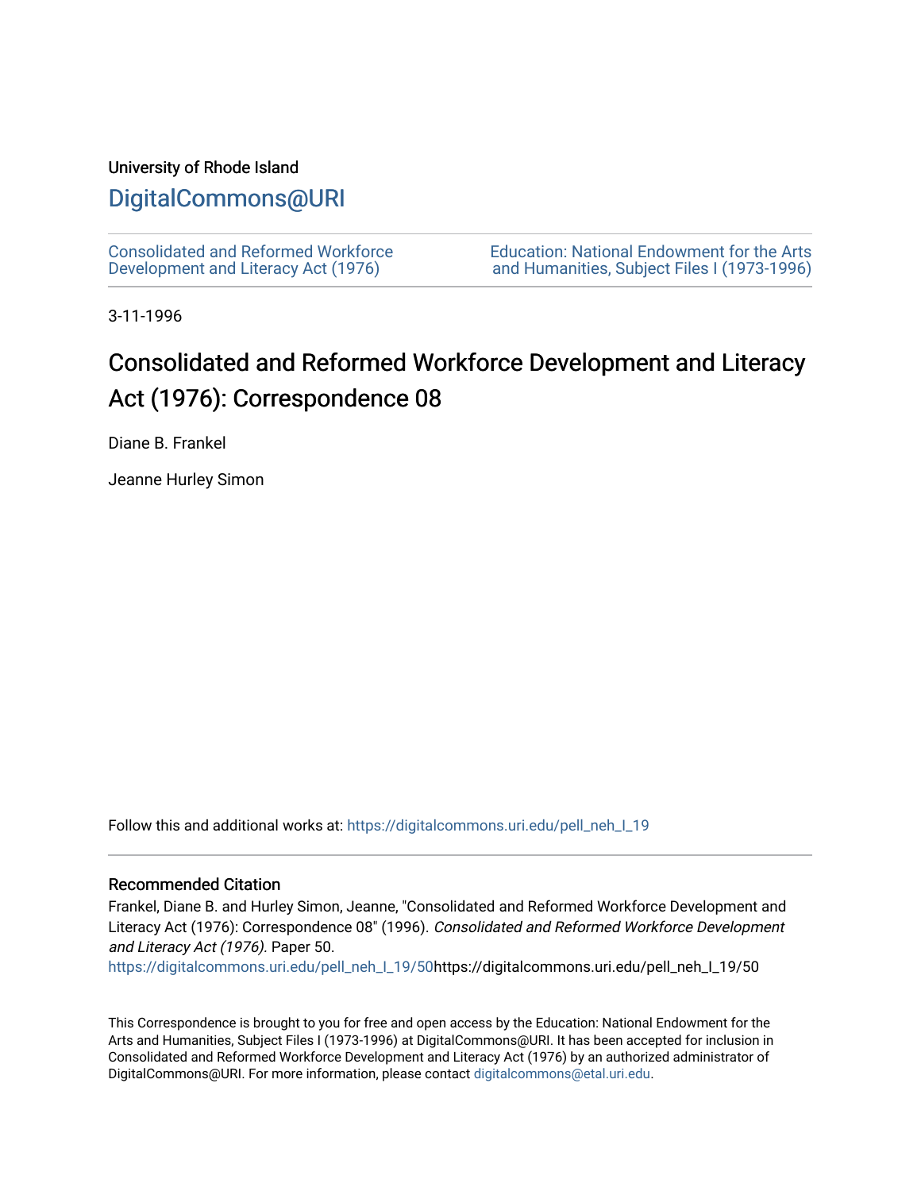University of Rhode Island

# DigitalCommons@URI

Consolidated and Reformed Workforce Development and Literacy Act (1976)

Education: National Endowment for the Arts and Humanities, Subject Files I (1973-1996)

3-11-1996

## Consolidated and Reformed Workforce Development and Literacy Act (1976): Correspondence 08

Diane B. Frankel

Jeanne Hurley Simon

Follow this and additional works at: https://digitalcommons.uri.edu/pell_neh_I_19

### Recommended Citation

Frankel, Diane B. and Hurley Simon, Jeanne, "Consolidated and Reformed Workforce Development and Literacy Act (1976): Correspondence 08" (1996). *Consolidated and Reformed Workforce Development and Literacy Act (1976).* Paper 50.
https://digitalcommons.uri.edu/pell_neh_I_19/50https://digitalcommons.uri.edu/pell_neh_I_19/50

This Correspondence is brought to you for free and open access by the Education: National Endowment for the Arts and Humanities, Subject Files I (1973-1996) at DigitalCommons@URI. It has been accepted for inclusion in Consolidated and Reformed Workforce Development and Literacy Act (1976) by an authorized administrator of DigitalCommons@URI. For more information, please contact digitalcommons@etal.uri.edu.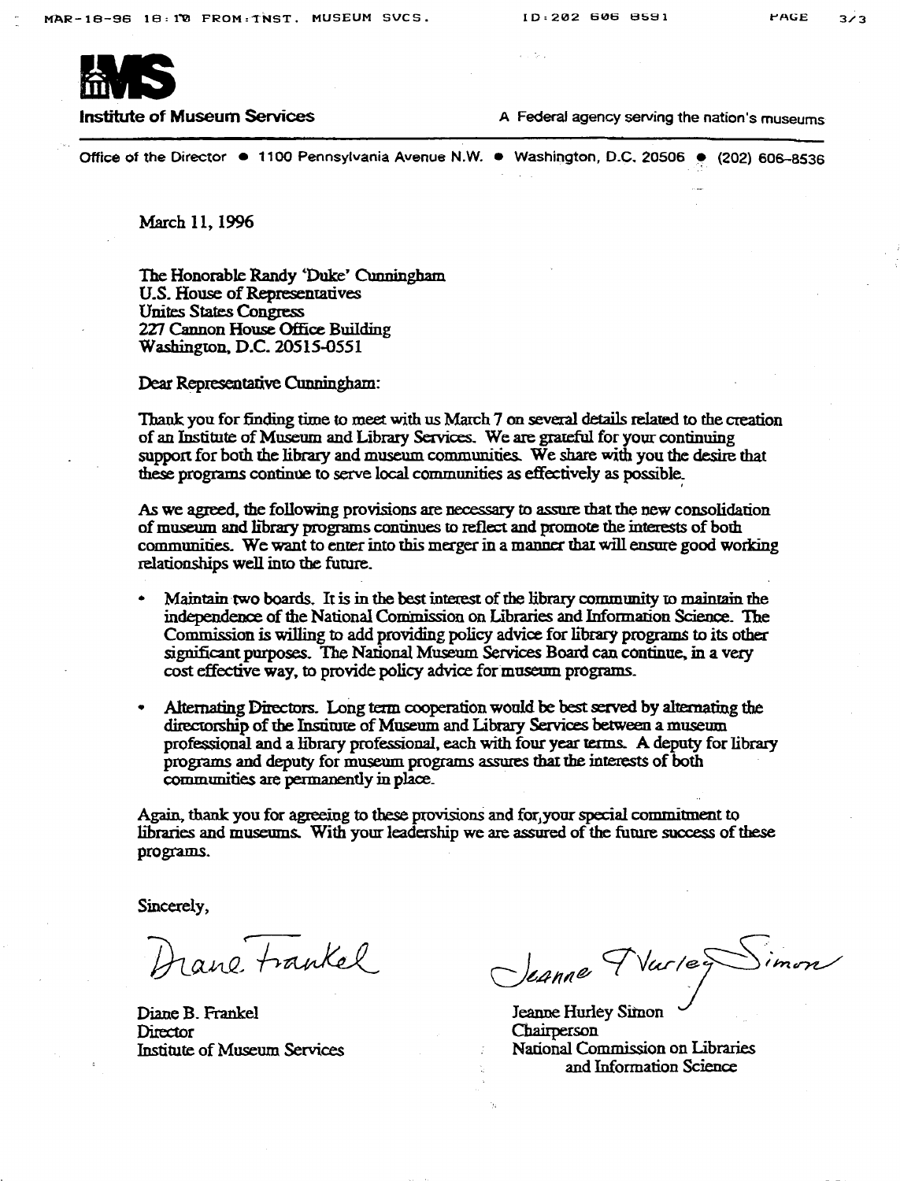**Institute of Museum Services** — A Federal agency serving the nation's museums

Office of the Director • 1100 Pennsylvania Avenue N.W. • Washington, D.C. 20506 • (202) 606-8536

March 11, 1996

The Honorable Randy 'Duke' Cunningham
U.S. House of Representatives
Unites States Congress
227 Cannon House Office Building
Washington, D.C. 20515-0551

Dear Representative Cunningham:

Thank you for finding time to meet with us March 7 on several details related to the creation of an Institute of Museum and Library Services. We are grateful for your continuing support for both the library and museum communities. We share with you the desire that these programs continue to serve local communities as effectively as possible.

As we agreed, the following provisions are necessary to assure that the new consolidation of museum and library programs continues to reflect and promote the interests of both communities. We want to enter into this merger in a manner that will ensure good working relationships well into the future.

- Maintain two boards. It is in the best interest of the library community to maintain the independence of the National Commission on Libraries and Information Science. The Commission is willing to add providing policy advice for library programs to its other significant purposes. The National Museum Services Board can continue, in a very cost effective way, to provide policy advice for museum programs.
- Alternating Directors. Long term cooperation would be best served by alternating the directorship of the Institute of Museum and Library Services between a museum professional and a library professional, each with four year terms. A deputy for library programs and deputy for museum programs assures that the interests of both communities are permanently in place.

Again, thank you for agreeing to these provisions and for your special commitment to libraries and museums. With your leadership we are assured of the future success of these programs.

Sincerely,

Diane B. Frankel
Director
Institute of Museum Services

Jeanne Hurley Simon
Chairperson
National Commission on Libraries and Information Science